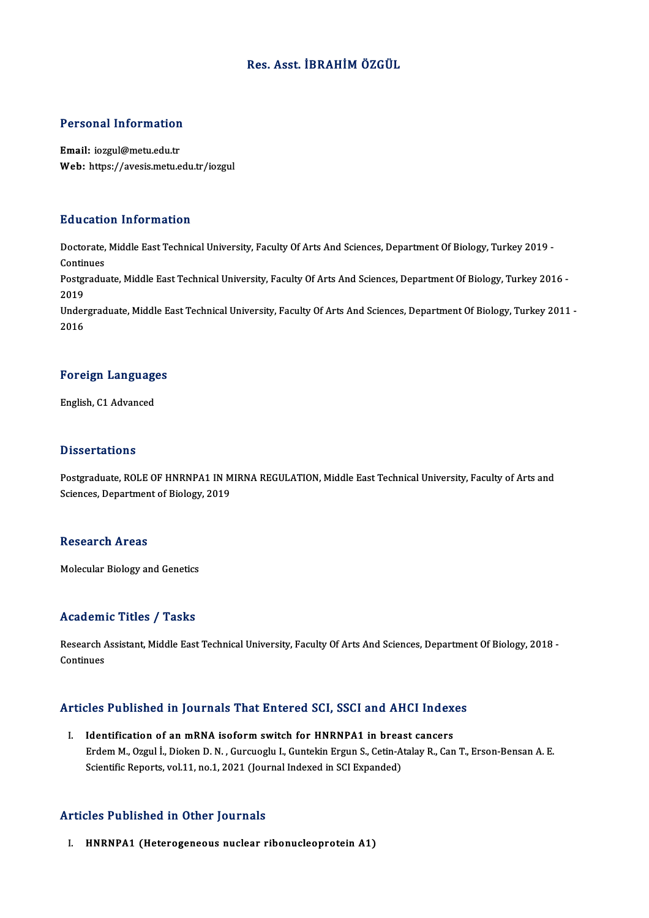# Res. Asst. İBRAHİM ÖZGÜL

## Personal Information

**Email:** iozgul@metu.edu.tr
**Web:** https://avesis.metu.edu.tr/iozgul

## Education Information

Doctorate, Middle East Technical University, Faculty Of Arts And Sciences, Department Of Biology, Turkey 2019 - Continues

Postgraduate, Middle East Technical University, Faculty Of Arts And Sciences, Department Of Biology, Turkey 2016 - 2019

Undergraduate, Middle East Technical University, Faculty Of Arts And Sciences, Department Of Biology, Turkey 2011 - 2016

## Foreign Languages

English, C1 Advanced

## Dissertations

Postgraduate, ROLE OF HNRNPA1 IN MIRNA REGULATION, Middle East Technical University, Faculty of Arts and Sciences, Department of Biology, 2019

## Research Areas

Molecular Biology and Genetics

## Academic Titles / Tasks

Research Assistant, Middle East Technical University, Faculty Of Arts And Sciences, Department Of Biology, 2018 - Continues

## Articles Published in Journals That Entered SCI, SSCI and AHCI Indexes

I. **Identification of an mRNA isoform switch for HNRNPA1 in breast cancers**
Erdem M., Ozgul İ., Dioken D. N. , Gurcuoglu I., Guntekin Ergun S., Cetin-Atalay R., Can T., Erson-Bensan A. E.
Scientific Reports, vol.11, no.1, 2021 (Journal Indexed in SCI Expanded)

## Articles Published in Other Journals

I. **HNRNPA1 (Heterogeneous nuclear ribonucleoprotein A1)**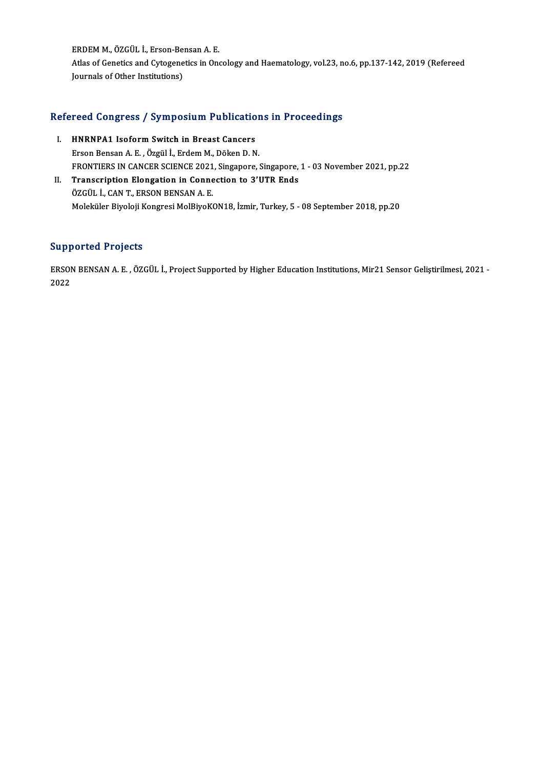ERDEM M., ÖZGÜL İ., Erson-Bensan A. E.
Atlas of Genetics and Cytogenetics in Oncology and Haematology, vol.23, no.6, pp.137-142, 2019 (Refereed Journals of Other Institutions)

## Refereed Congress / Symposium Publications in Proceedings

I. **HNRNPA1 Isoform Switch in Breast Cancers**
Erson Bensan A. E. , Özgül İ., Erdem M., Döken D. N.
FRONTIERS IN CANCER SCIENCE 2021, Singapore, Singapore, 1 - 03 November 2021, pp.22

II. **Transcription Elongation in Connection to 3'UTR Ends**
ÖZGÜL İ., CAN T., ERSON BENSAN A. E.
Moleküler Biyoloji Kongresi MolBiyoKON18, İzmir, Turkey, 5 - 08 September 2018, pp.20

## Supported Projects

ERSON BENSAN A. E. , ÖZGÜL İ., Project Supported by Higher Education Institutions, Mir21 Sensor Geliştirilmesi, 2021 - 2022